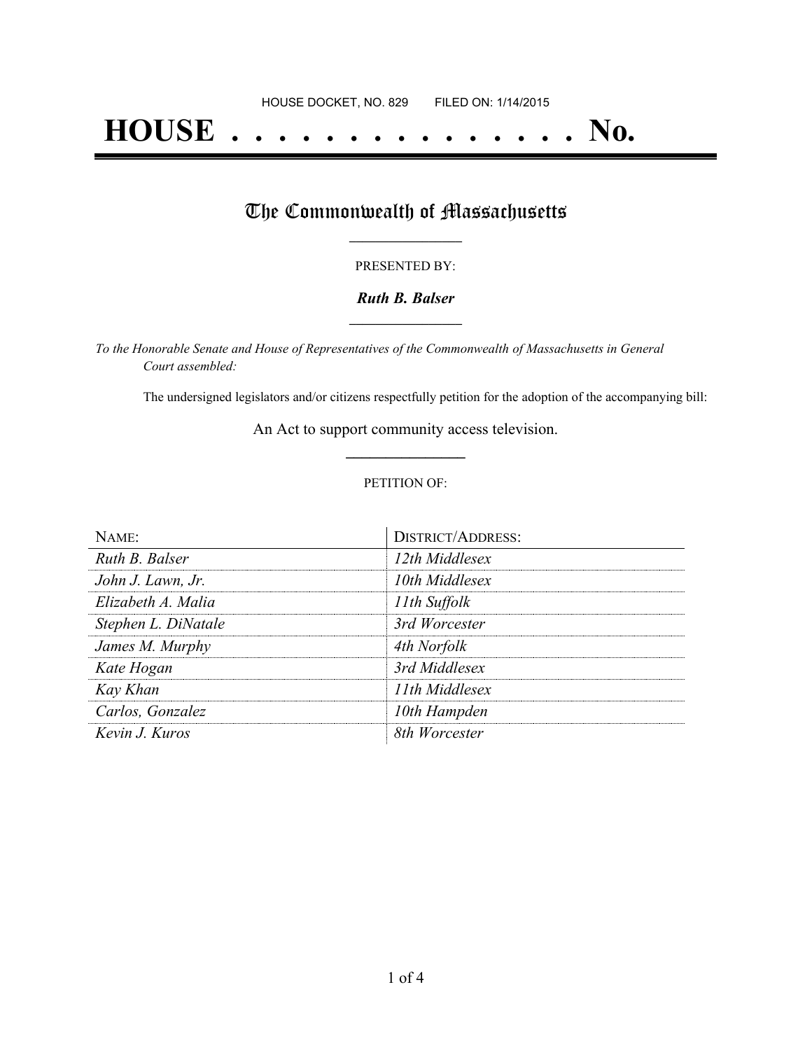HOUSE DOCKET, NO. 829 FILED ON: 1/14/2015

# HOUSE . . . . . . . . . . . . . . . No.

## The Commonwealth of Massachusetts

PRESENTED BY:

***Ruth B. Balser***

*To the Honorable Senate and House of Representatives of the Commonwealth of Massachusetts in General Court assembled:*

The undersigned legislators and/or citizens respectfully petition for the adoption of the accompanying bill:

An Act to support community access television.

PETITION OF:

| NAME: | DISTRICT/ADDRESS: |
| --- | --- |
| *Ruth B. Balser* | *12th Middlesex* |
| *John J. Lawn, Jr.* | *10th Middlesex* |
| *Elizabeth A. Malia* | *11th Suffolk* |
| *Stephen L. DiNatale* | *3rd Worcester* |
| *James M. Murphy* | *4th Norfolk* |
| *Kate Hogan* | *3rd Middlesex* |
| *Kay Khan* | *11th Middlesex* |
| *Carlos, Gonzalez* | *10th Hampden* |
| *Kevin J. Kuros* | *8th Worcester* |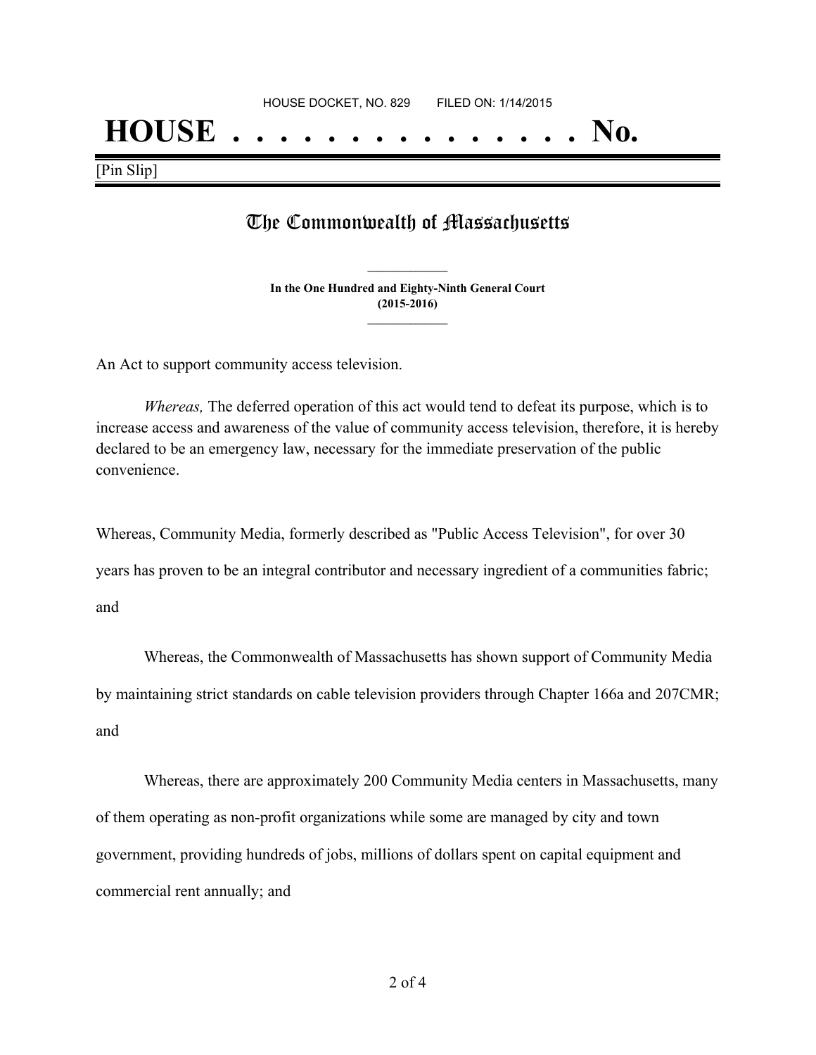HOUSE DOCKET, NO. 829        FILED ON: 1/14/2015

# HOUSE . . . . . . . . . . . . . . . No.

[Pin Slip]

## The Commonwealth of Massachusetts

**In the One Hundred and Eighty-Ninth General Court**
**(2015-2016)**

An Act to support community access television.

*Whereas,* The deferred operation of this act would tend to defeat its purpose, which is to increase access and awareness of the value of community access television, therefore, it is hereby declared to be an emergency law, necessary for the immediate preservation of the public convenience.

Whereas, Community Media, formerly described as "Public Access Television", for over 30 years has proven to be an integral contributor and necessary ingredient of a communities fabric; and

Whereas, the Commonwealth of Massachusetts has shown support of Community Media by maintaining strict standards on cable television providers through Chapter 166a and 207CMR; and

Whereas, there are approximately 200 Community Media centers in Massachusetts, many of them operating as non-profit organizations while some are managed by city and town government, providing hundreds of jobs, millions of dollars spent on capital equipment and commercial rent annually; and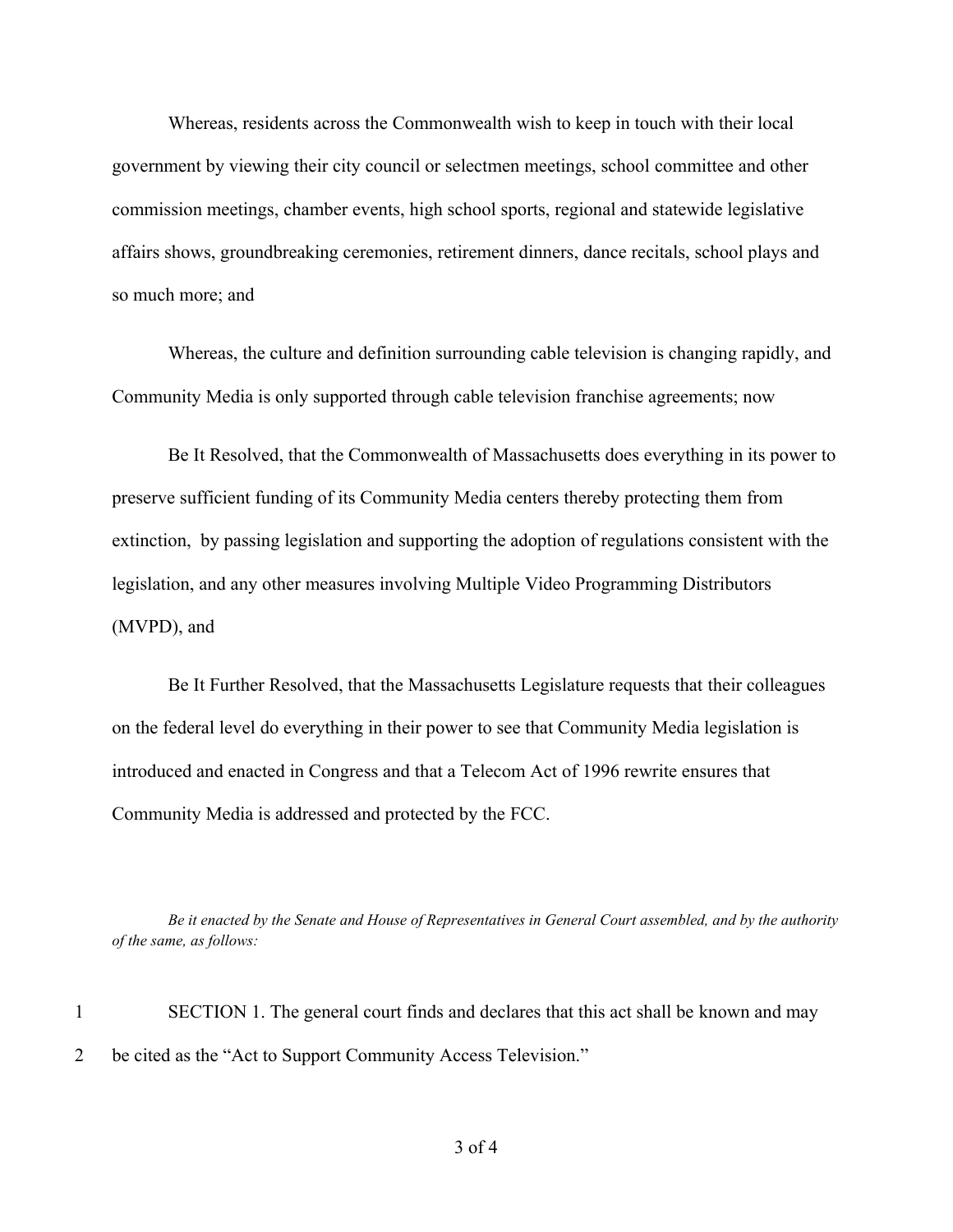Whereas, residents across the Commonwealth wish to keep in touch with their local government by viewing their city council or selectmen meetings, school committee and other commission meetings, chamber events, high school sports, regional and statewide legislative affairs shows, groundbreaking ceremonies, retirement dinners, dance recitals, school plays and so much more; and

Whereas, the culture and definition surrounding cable television is changing rapidly, and Community Media is only supported through cable television franchise agreements; now

Be It Resolved, that the Commonwealth of Massachusetts does everything in its power to preserve sufficient funding of its Community Media centers thereby protecting them from extinction, by passing legislation and supporting the adoption of regulations consistent with the legislation, and any other measures involving Multiple Video Programming Distributors (MVPD), and

Be It Further Resolved, that the Massachusetts Legislature requests that their colleagues on the federal level do everything in their power to see that Community Media legislation is introduced and enacted in Congress and that a Telecom Act of 1996 rewrite ensures that Community Media is addressed and protected by the FCC.

*Be it enacted by the Senate and House of Representatives in General Court assembled, and by the authority of the same, as follows:*

1 SECTION 1. The general court finds and declares that this act shall be known and may
2 be cited as the "Act to Support Community Access Television."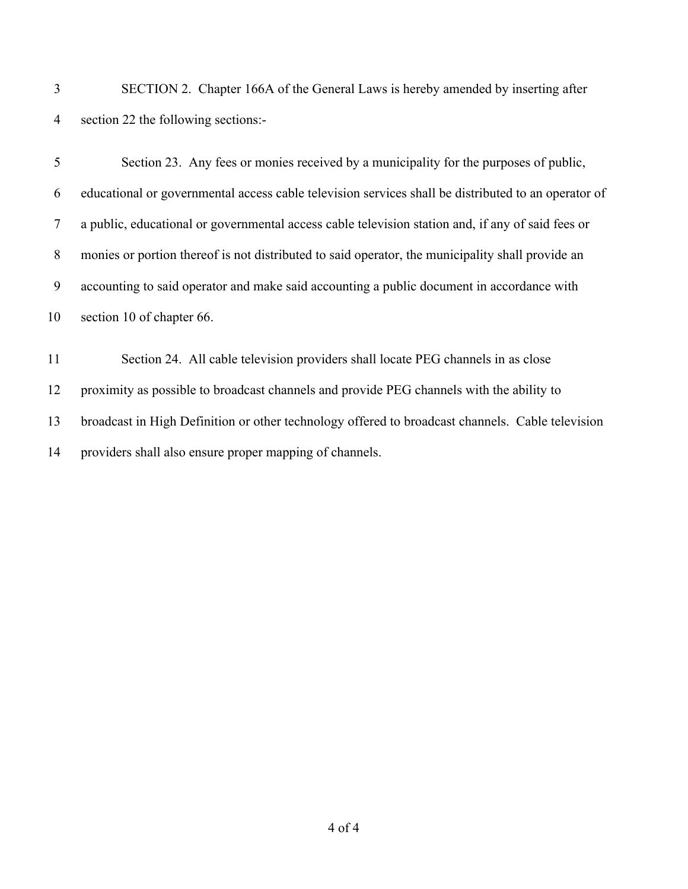SECTION 2. Chapter 166A of the General Laws is hereby amended by inserting after section 22 the following sections:-

Section 23. Any fees or monies received by a municipality for the purposes of public, educational or governmental access cable television services shall be distributed to an operator of a public, educational or governmental access cable television station and, if any of said fees or monies or portion thereof is not distributed to said operator, the municipality shall provide an accounting to said operator and make said accounting a public document in accordance with section 10 of chapter 66.

Section 24. All cable television providers shall locate PEG channels in as close proximity as possible to broadcast channels and provide PEG channels with the ability to broadcast in High Definition or other technology offered to broadcast channels. Cable television providers shall also ensure proper mapping of channels.